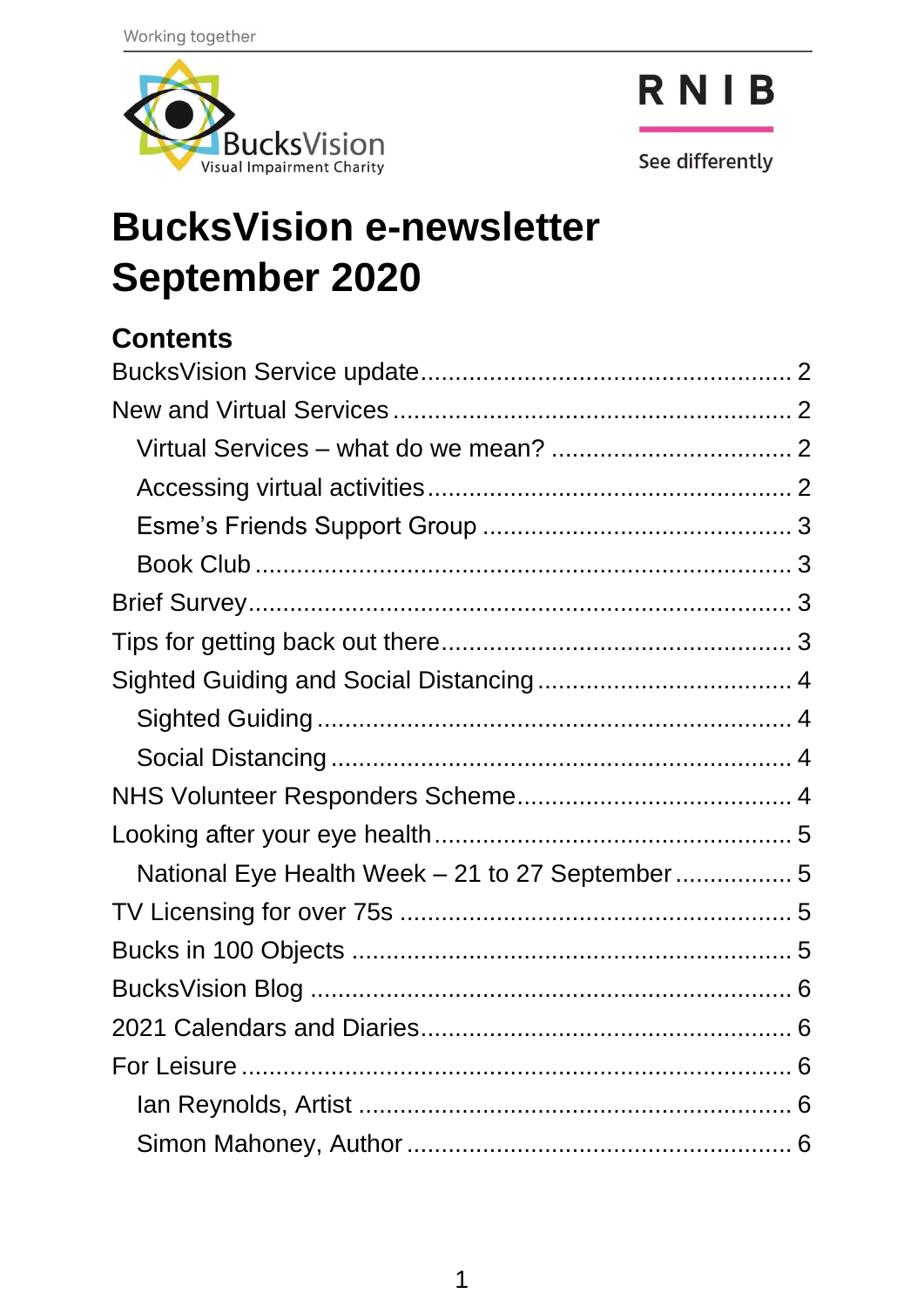Working together

BucksVision
Visual Impairment Charity

RNIB
See differently

# BucksVision e-newsletter September 2020

## Contents

- BucksVision Service update .... 2
- New and Virtual Services .... 2
  - Virtual Services – what do we mean? .... 2
  - Accessing virtual activities .... 2
  - Esme's Friends Support Group .... 3
  - Book Club .... 3
- Brief Survey .... 3
- Tips for getting back out there .... 3
- Sighted Guiding and Social Distancing .... 4
  - Sighted Guiding .... 4
  - Social Distancing .... 4
- NHS Volunteer Responders Scheme .... 4
- Looking after your eye health .... 5
  - National Eye Health Week – 21 to 27 September .... 5
- TV Licensing for over 75s .... 5
- Bucks in 100 Objects .... 5
- BucksVision Blog .... 6
- 2021 Calendars and Diaries .... 6
- For Leisure .... 6
  - Ian Reynolds, Artist .... 6
  - Simon Mahoney, Author .... 6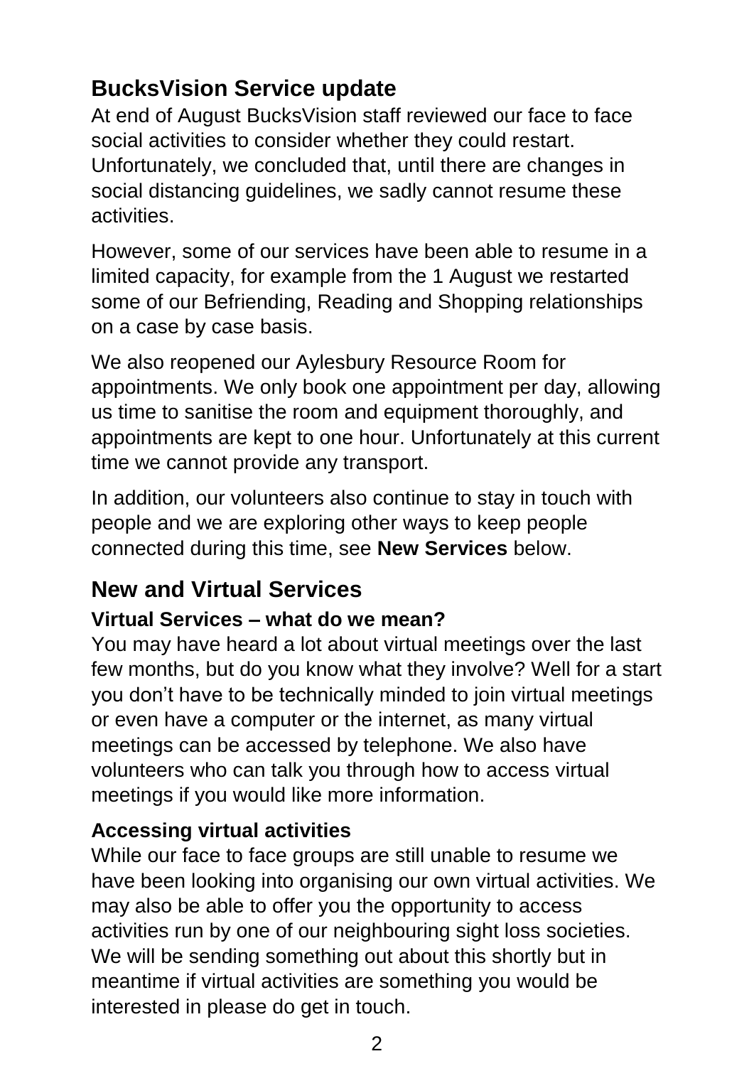## BucksVision Service update

At end of August BucksVision staff reviewed our face to face social activities to consider whether they could restart. Unfortunately, we concluded that, until there are changes in social distancing guidelines, we sadly cannot resume these activities.

However, some of our services have been able to resume in a limited capacity, for example from the 1 August we restarted some of our Befriending, Reading and Shopping relationships on a case by case basis.

We also reopened our Aylesbury Resource Room for appointments. We only book one appointment per day, allowing us time to sanitise the room and equipment thoroughly, and appointments are kept to one hour. Unfortunately at this current time we cannot provide any transport.

In addition, our volunteers also continue to stay in touch with people and we are exploring other ways to keep people connected during this time, see **New Services** below.

## New and Virtual Services

### Virtual Services – what do we mean?

You may have heard a lot about virtual meetings over the last few months, but do you know what they involve? Well for a start you don't have to be technically minded to join virtual meetings or even have a computer or the internet, as many virtual meetings can be accessed by telephone. We also have volunteers who can talk you through how to access virtual meetings if you would like more information.

### Accessing virtual activities

While our face to face groups are still unable to resume we have been looking into organising our own virtual activities. We may also be able to offer you the opportunity to access activities run by one of our neighbouring sight loss societies. We will be sending something out about this shortly but in meantime if virtual activities are something you would be interested in please do get in touch.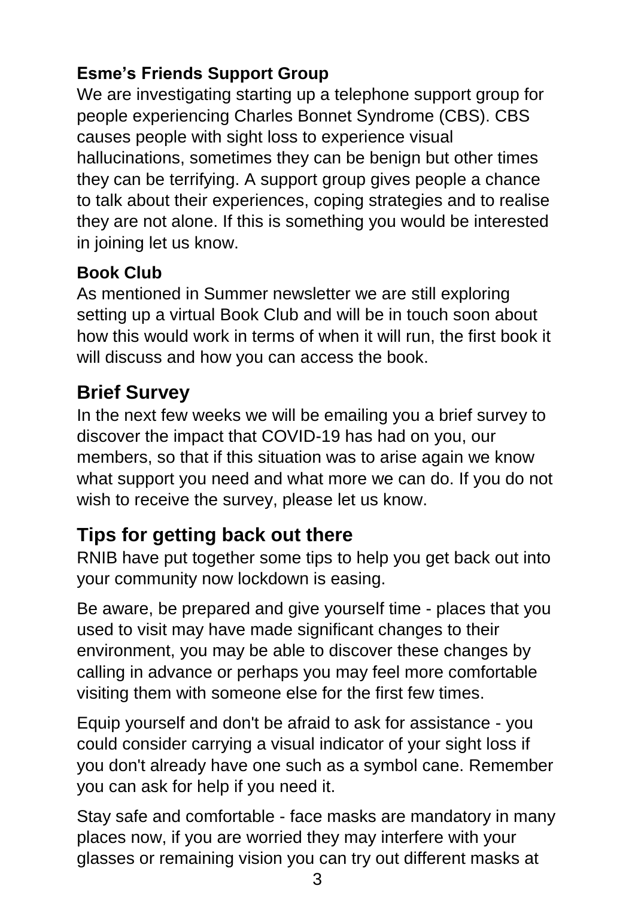### Esme's Friends Support Group

We are investigating starting up a telephone support group for people experiencing Charles Bonnet Syndrome (CBS). CBS causes people with sight loss to experience visual hallucinations, sometimes they can be benign but other times they can be terrifying. A support group gives people a chance to talk about their experiences, coping strategies and to realise they are not alone. If this is something you would be interested in joining let us know.

### Book Club

As mentioned in Summer newsletter we are still exploring setting up a virtual Book Club and will be in touch soon about how this would work in terms of when it will run, the first book it will discuss and how you can access the book.

## Brief Survey

In the next few weeks we will be emailing you a brief survey to discover the impact that COVID-19 has had on you, our members, so that if this situation was to arise again we know what support you need and what more we can do. If you do not wish to receive the survey, please let us know.

## Tips for getting back out there

RNIB have put together some tips to help you get back out into your community now lockdown is easing.

Be aware, be prepared and give yourself time - places that you used to visit may have made significant changes to their environment, you may be able to discover these changes by calling in advance or perhaps you may feel more comfortable visiting them with someone else for the first few times.

Equip yourself and don't be afraid to ask for assistance - you could consider carrying a visual indicator of your sight loss if you don't already have one such as a symbol cane. Remember you can ask for help if you need it.

Stay safe and comfortable - face masks are mandatory in many places now, if you are worried they may interfere with your glasses or remaining vision you can try out different masks at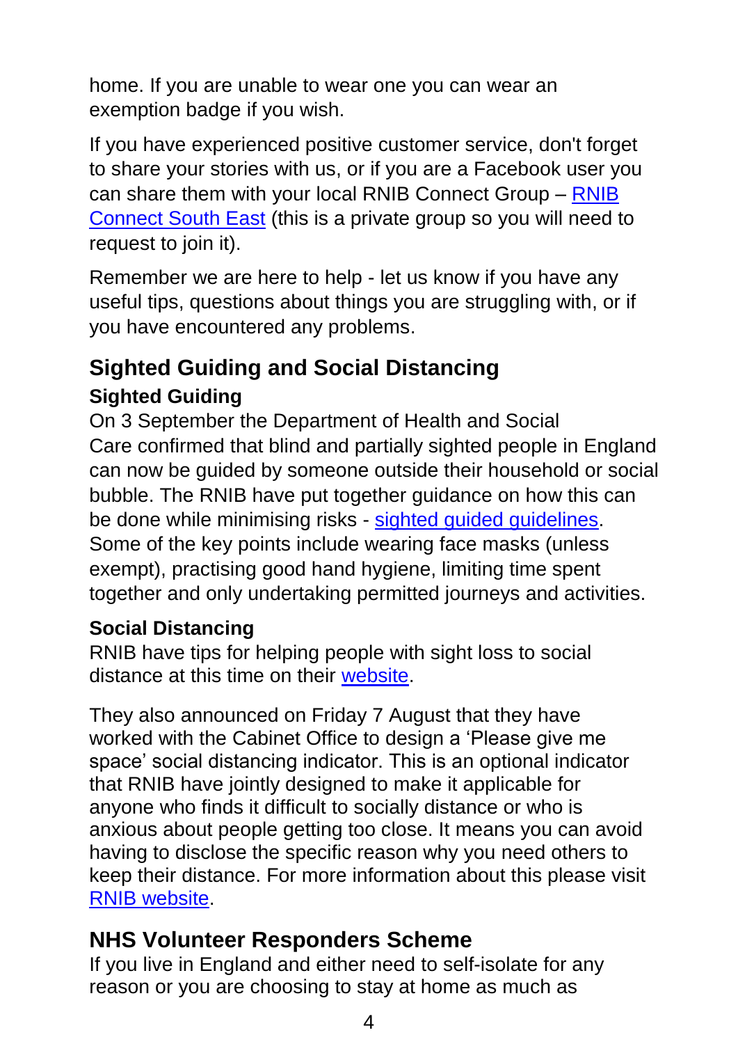home. If you are unable to wear one you can wear an exemption badge if you wish.

If you have experienced positive customer service, don't forget to share your stories with us, or if you are a Facebook user you can share them with your local RNIB Connect Group – RNIB Connect South East (this is a private group so you will need to request to join it).

Remember we are here to help - let us know if you have any useful tips, questions about things you are struggling with, or if you have encountered any problems.

## Sighted Guiding and Social Distancing

### Sighted Guiding

On 3 September the Department of Health and Social Care confirmed that blind and partially sighted people in England can now be guided by someone outside their household or social bubble. The RNIB have put together guidance on how this can be done while minimising risks - sighted guided guidelines. Some of the key points include wearing face masks (unless exempt), practising good hand hygiene, limiting time spent together and only undertaking permitted journeys and activities.

### Social Distancing

RNIB have tips for helping people with sight loss to social distance at this time on their website.

They also announced on Friday 7 August that they have worked with the Cabinet Office to design a 'Please give me space' social distancing indicator. This is an optional indicator that RNIB have jointly designed to make it applicable for anyone who finds it difficult to socially distance or who is anxious about people getting too close. It means you can avoid having to disclose the specific reason why you need others to keep their distance. For more information about this please visit RNIB website.

## NHS Volunteer Responders Scheme

If you live in England and either need to self-isolate for any reason or you are choosing to stay at home as much as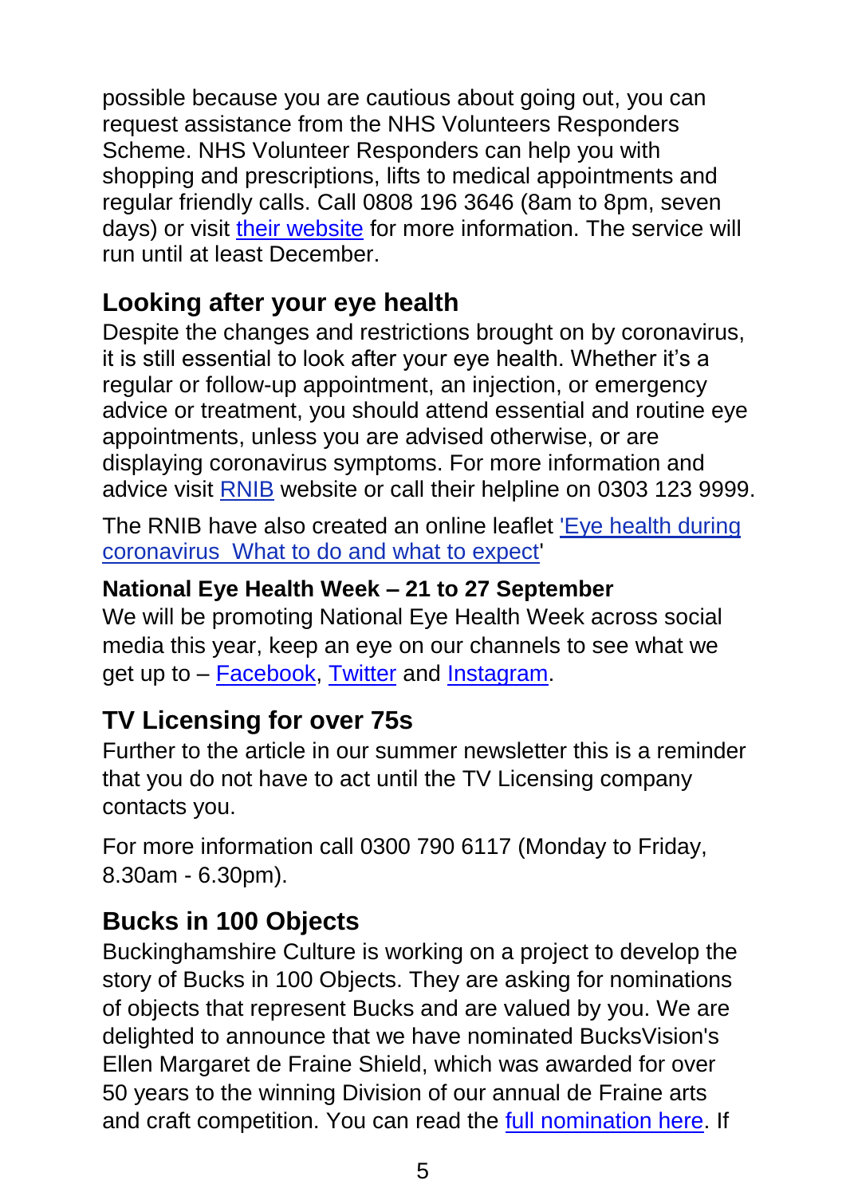possible because you are cautious about going out, you can request assistance from the NHS Volunteers Responders Scheme. NHS Volunteer Responders can help you with shopping and prescriptions, lifts to medical appointments and regular friendly calls. Call 0808 196 3646 (8am to 8pm, seven days) or visit [their website]() for more information. The service will run until at least December.

## Looking after your eye health

Despite the changes and restrictions brought on by coronavirus, it is still essential to look after your eye health. Whether it's a regular or follow-up appointment, an injection, or emergency advice or treatment, you should attend essential and routine eye appointments, unless you are advised otherwise, or are displaying coronavirus symptoms. For more information and advice visit [RNIB]() website or call their helpline on 0303 123 9999.

The RNIB have also created an online leaflet '[Eye health during coronavirus What to do and what to expect]()'

### National Eye Health Week – 21 to 27 September

We will be promoting National Eye Health Week across social media this year, keep an eye on our channels to see what we get up to – [Facebook](), [Twitter]() and [Instagram]().

## TV Licensing for over 75s

Further to the article in our summer newsletter this is a reminder that you do not have to act until the TV Licensing company contacts you.

For more information call 0300 790 6117 (Monday to Friday, 8.30am - 6.30pm).

## Bucks in 100 Objects

Buckinghamshire Culture is working on a project to develop the story of Bucks in 100 Objects. They are asking for nominations of objects that represent Bucks and are valued by you. We are delighted to announce that we have nominated BucksVision's Ellen Margaret de Fraine Shield, which was awarded for over 50 years to the winning Division of our annual de Fraine arts and craft competition. You can read the [full nomination here](). If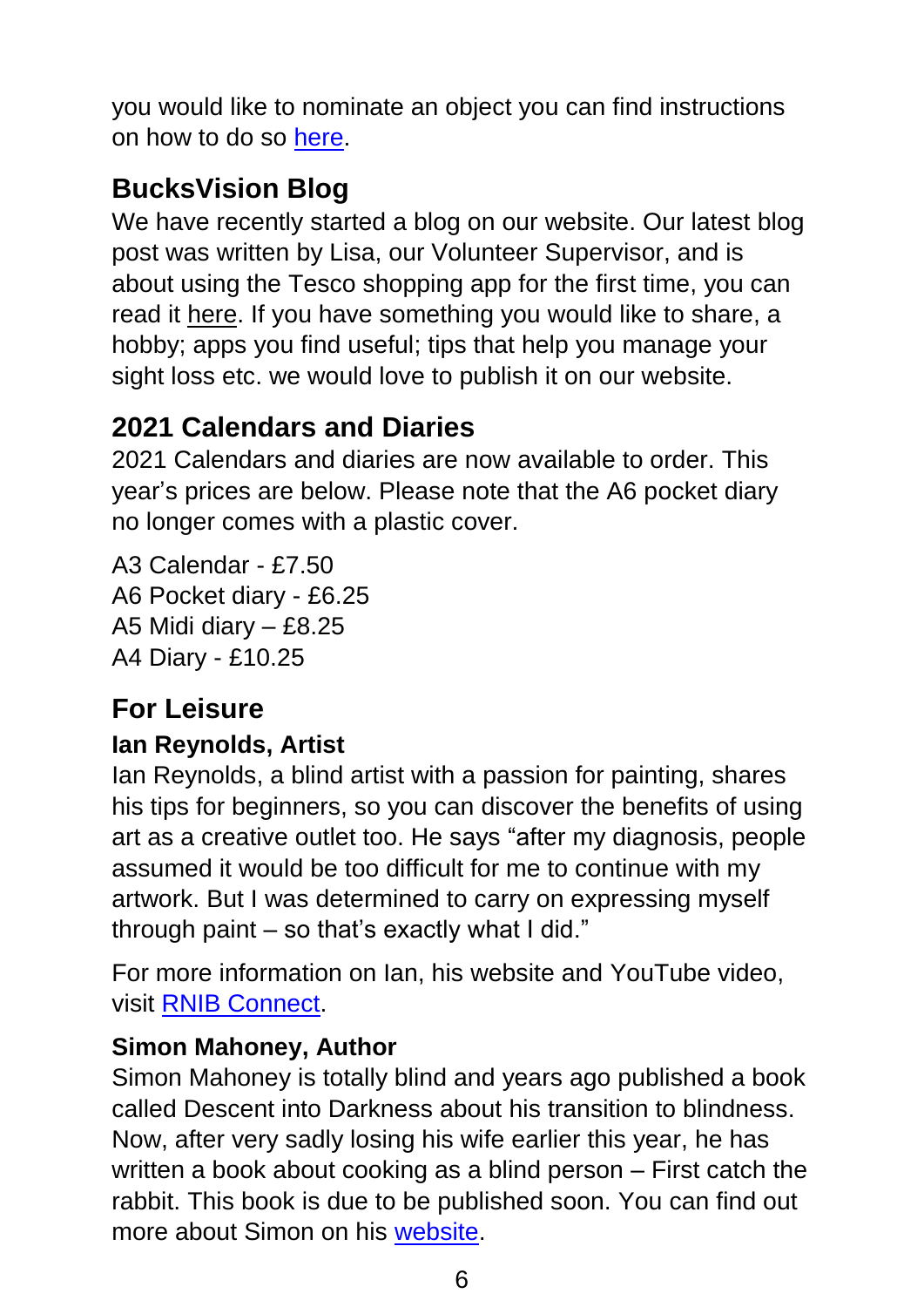you would like to nominate an object you can find instructions on how to do so here.

## BucksVision Blog

We have recently started a blog on our website. Our latest blog post was written by Lisa, our Volunteer Supervisor, and is about using the Tesco shopping app for the first time, you can read it here. If you have something you would like to share, a hobby; apps you find useful; tips that help you manage your sight loss etc. we would love to publish it on our website.

## 2021 Calendars and Diaries

2021 Calendars and diaries are now available to order. This year's prices are below. Please note that the A6 pocket diary no longer comes with a plastic cover.

A3 Calendar - £7.50
A6 Pocket diary - £6.25
A5 Midi diary – £8.25
A4 Diary - £10.25

## For Leisure

### Ian Reynolds, Artist

Ian Reynolds, a blind artist with a passion for painting, shares his tips for beginners, so you can discover the benefits of using art as a creative outlet too. He says "after my diagnosis, people assumed it would be too difficult for me to continue with my artwork. But I was determined to carry on expressing myself through paint – so that's exactly what I did."

For more information on Ian, his website and YouTube video, visit RNIB Connect.

### Simon Mahoney, Author

Simon Mahoney is totally blind and years ago published a book called Descent into Darkness about his transition to blindness. Now, after very sadly losing his wife earlier this year, he has written a book about cooking as a blind person – First catch the rabbit. This book is due to be published soon. You can find out more about Simon on his website.